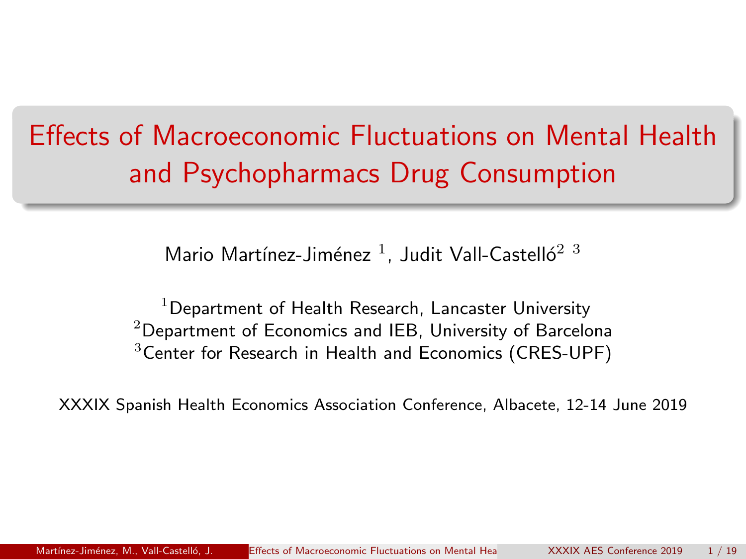# Effects of Macroeconomic Fluctuations on Mental Health and Psychopharmacs Drug Consumption

Mario Martínez-Jiménez [1], Judit Vall-Castelló[2] [3]

[1]Department of Health Research, Lancaster University
[2]Department of Economics and IEB, University of Barcelona
[3]Center for Research in Health and Economics (CRES-UPF)

XXXIX Spanish Health Economics Association Conference, Albacete, 12-14 June 2019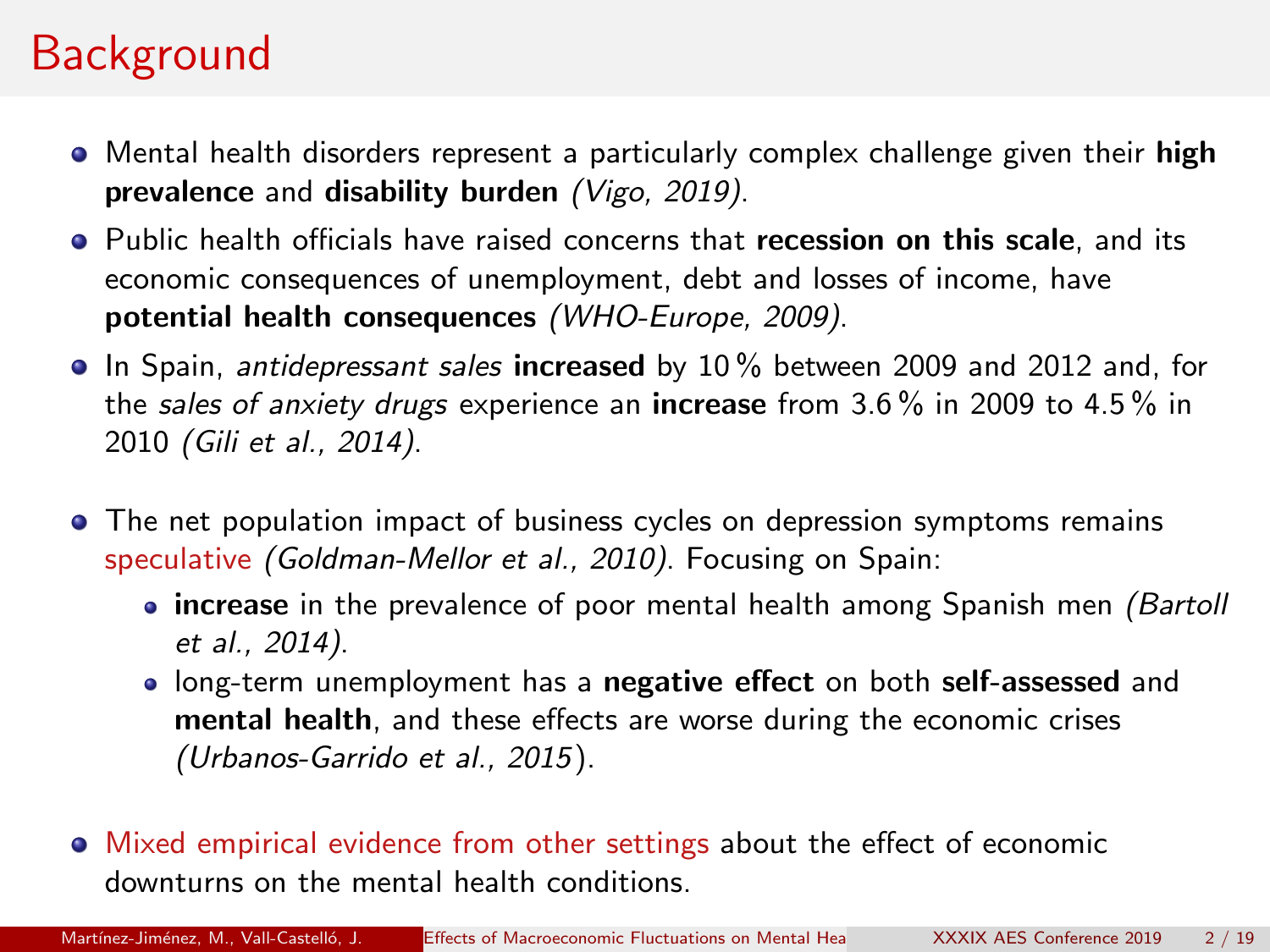# Background

- Mental health disorders represent a particularly complex challenge given their **high prevalence** and **disability burden** *(Vigo, 2019)*.
- Public health officials have raised concerns that **recession on this scale**, and its economic consequences of unemployment, debt and losses of income, have **potential health consequences** *(WHO-Europe, 2009)*.
- In Spain, *antidepressant sales* **increased** by 10 % between 2009 and 2012 and, for the *sales of anxiety drugs* experience an **increase** from 3.6 % in 2009 to 4.5 % in 2010 *(Gili et al., 2014)*.
- The net population impact of business cycles on depression symptoms remains speculative *(Goldman-Mellor et al., 2010)*. Focusing on Spain:
  - **increase** in the prevalence of poor mental health among Spanish men *(Bartoll et al., 2014)*.
  - long-term unemployment has a **negative effect** on both **self-assessed** and **mental health**, and these effects are worse during the economic crises *(Urbanos-Garrido et al., 2015)*.
- Mixed empirical evidence from other settings about the effect of economic downturns on the mental health conditions.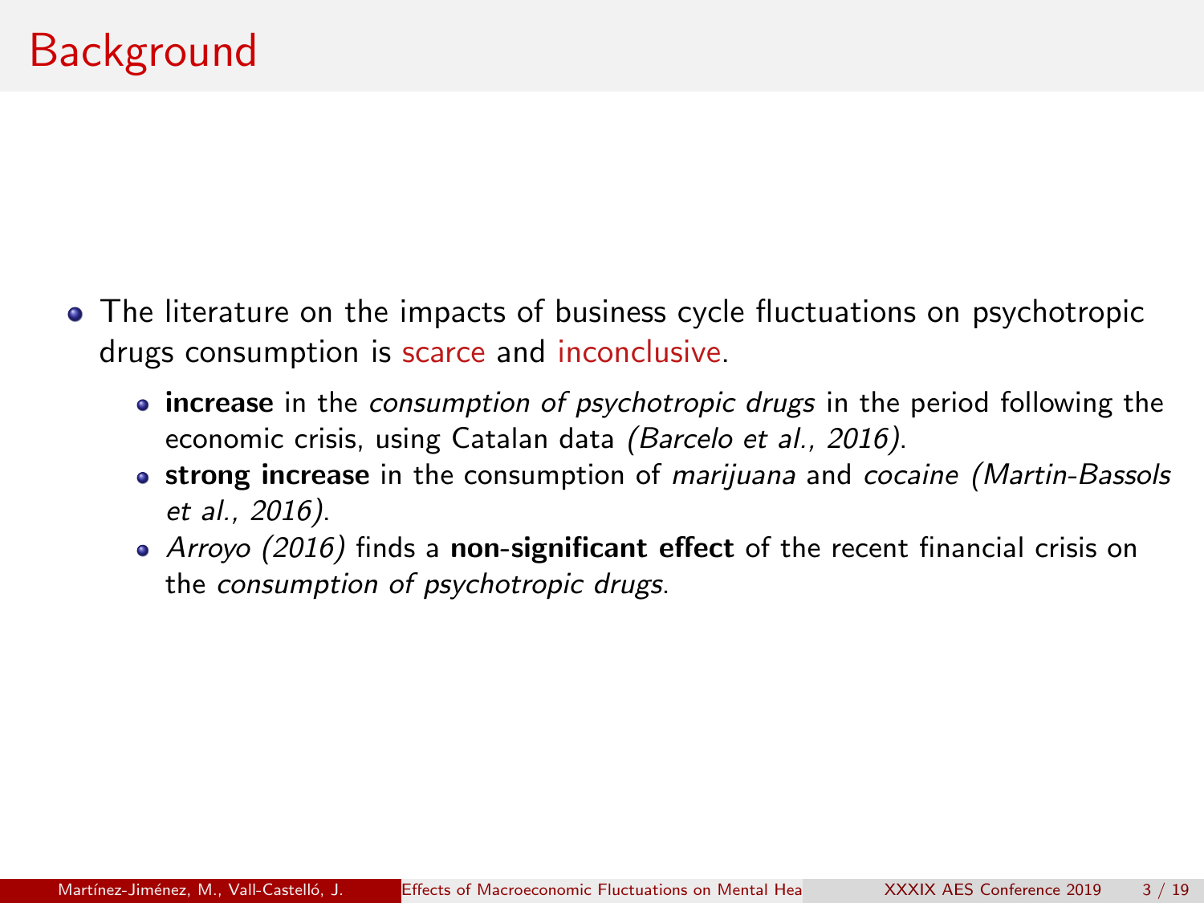# Background

- The literature on the impacts of business cycle fluctuations on psychotropic drugs consumption is scarce and inconclusive.
  - **increase** in the *consumption of psychotropic drugs* in the period following the economic crisis, using Catalan data *(Barcelo et al., 2016)*.
  - **strong increase** in the consumption of *marijuana* and *cocaine (Martin-Bassols et al., 2016)*.
  - *Arroyo (2016)* finds a **non-significant effect** of the recent financial crisis on the *consumption of psychotropic drugs*.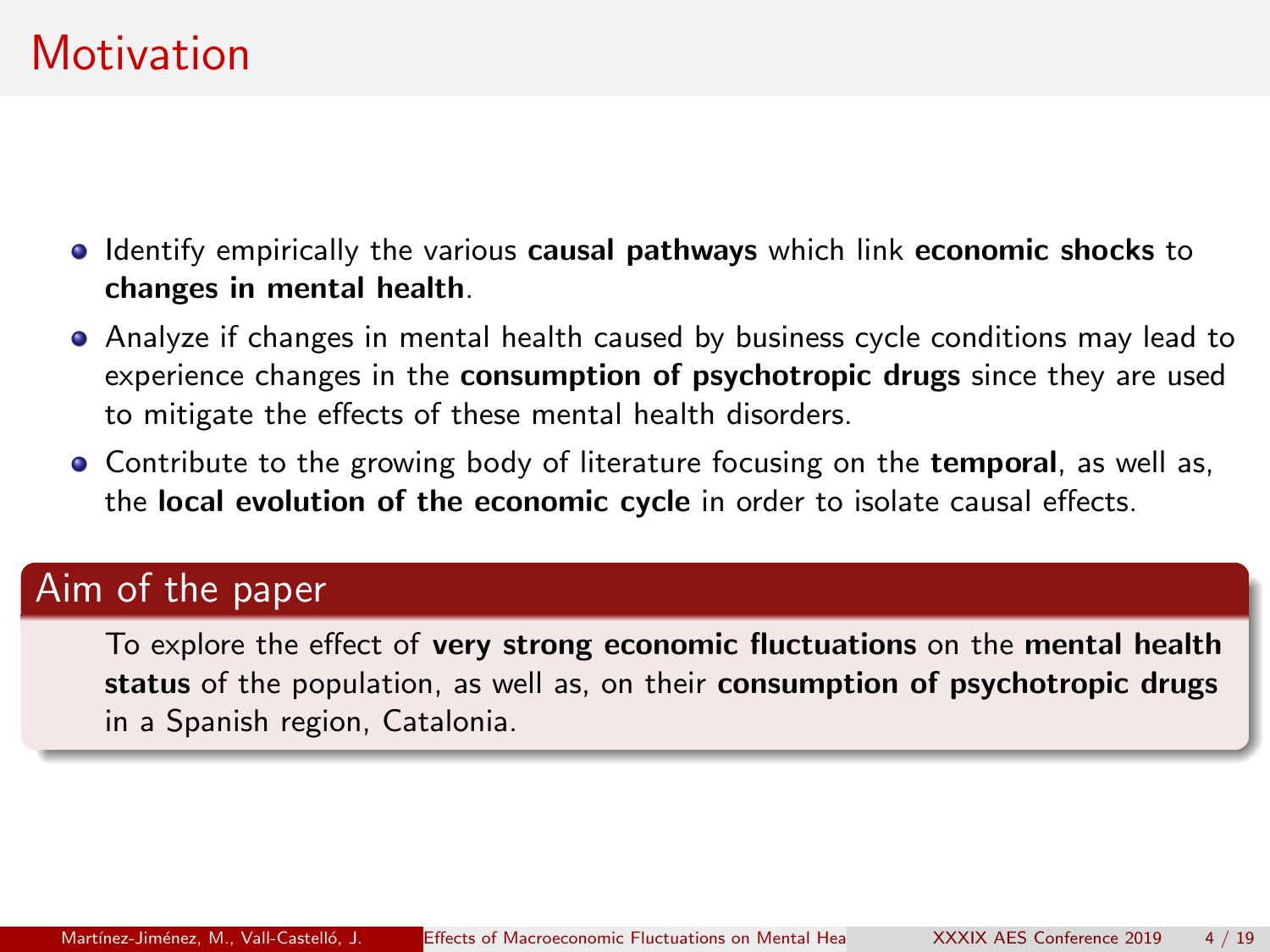# Motivation

- Identify empirically the various **causal pathways** which link **economic shocks** to **changes in mental health**.
- Analyze if changes in mental health caused by business cycle conditions may lead to experience changes in the **consumption of psychotropic drugs** since they are used to mitigate the effects of these mental health disorders.
- Contribute to the growing body of literature focusing on the **temporal**, as well as, the **local evolution of the economic cycle** in order to isolate causal effects.

## Aim of the paper

To explore the effect of **very strong economic fluctuations** on the **mental health status** of the population, as well as, on their **consumption of psychotropic drugs** in a Spanish region, Catalonia.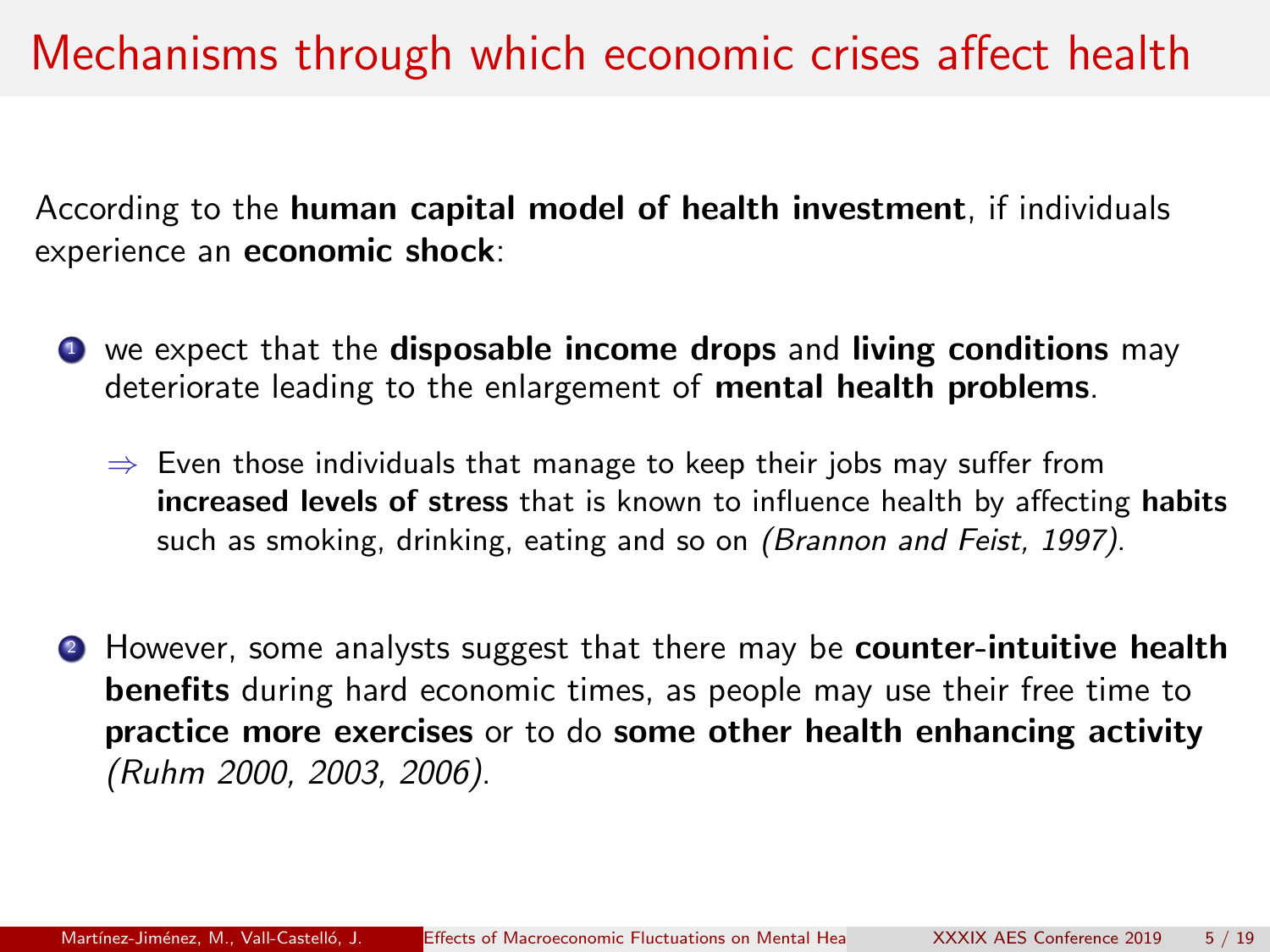# Mechanisms through which economic crises affect health

According to the **human capital model of health investment**, if individuals experience an **economic shock**:

1. we expect that the **disposable income drops** and **living conditions** may deteriorate leading to the enlargement of **mental health problems**.

   $\Rightarrow$ Even those individuals that manage to keep their jobs may suffer from **increased levels of stress** that is known to influence health by affecting **habits** such as smoking, drinking, eating and so on *(Brannon and Feist, 1997)*.

2. However, some analysts suggest that there may be **counter-intuitive health benefits** during hard economic times, as people may use their free time to **practice more exercises** or to do **some other health enhancing activity** *(Ruhm 2000, 2003, 2006)*.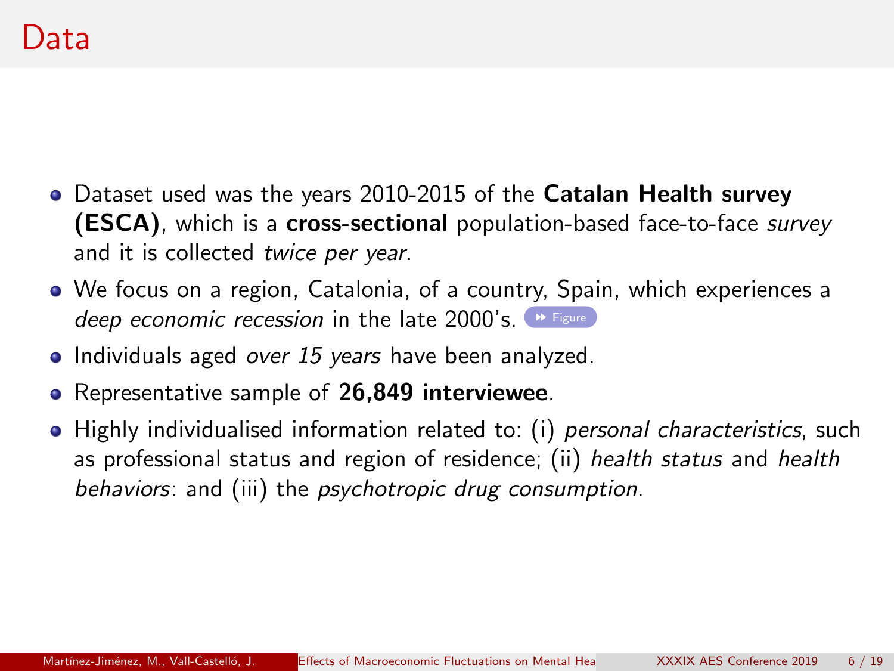# Data

- Dataset used was the years 2010-2015 of the **Catalan Health survey (ESCA)**, which is a **cross-sectional** population-based face-to-face *survey* and it is collected *twice per year*.
- We focus on a region, Catalonia, of a country, Spain, which experiences a *deep economic recession* in the late 2000's. Figure
- Individuals aged *over 15 years* have been analyzed.
- Representative sample of **26,849 interviewee**.
- Highly individualised information related to: (i) *personal characteristics*, such as professional status and region of residence; (ii) *health status* and *health behaviors*: and (iii) the *psychotropic drug consumption*.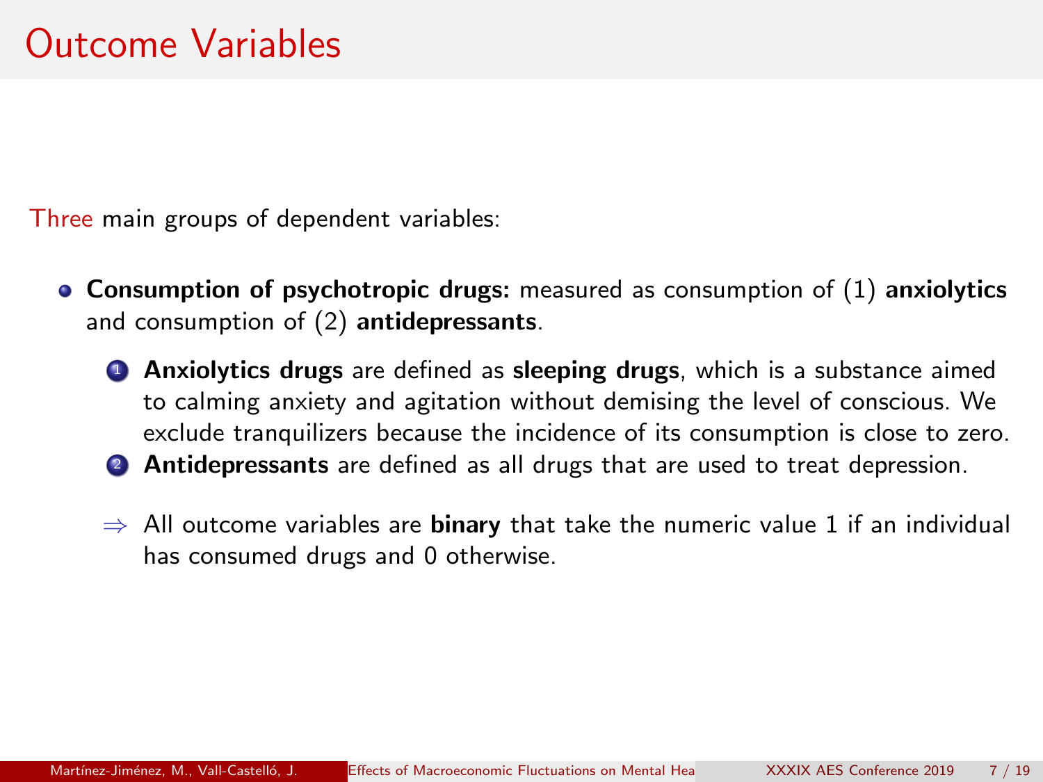# Outcome Variables

Three main groups of dependent variables:

- **Consumption of psychotropic drugs:** measured as consumption of (1) **anxiolytics** and consumption of (2) **antidepressants**.
  1. **Anxiolytics drugs** are defined as **sleeping drugs**, which is a substance aimed to calming anxiety and agitation without demising the level of conscious. We exclude tranquilizers because the incidence of its consumption is close to zero.
  2. **Antidepressants** are defined as all drugs that are used to treat depression.

  $\Rightarrow$ All outcome variables are **binary** that take the numeric value 1 if an individual has consumed drugs and 0 otherwise.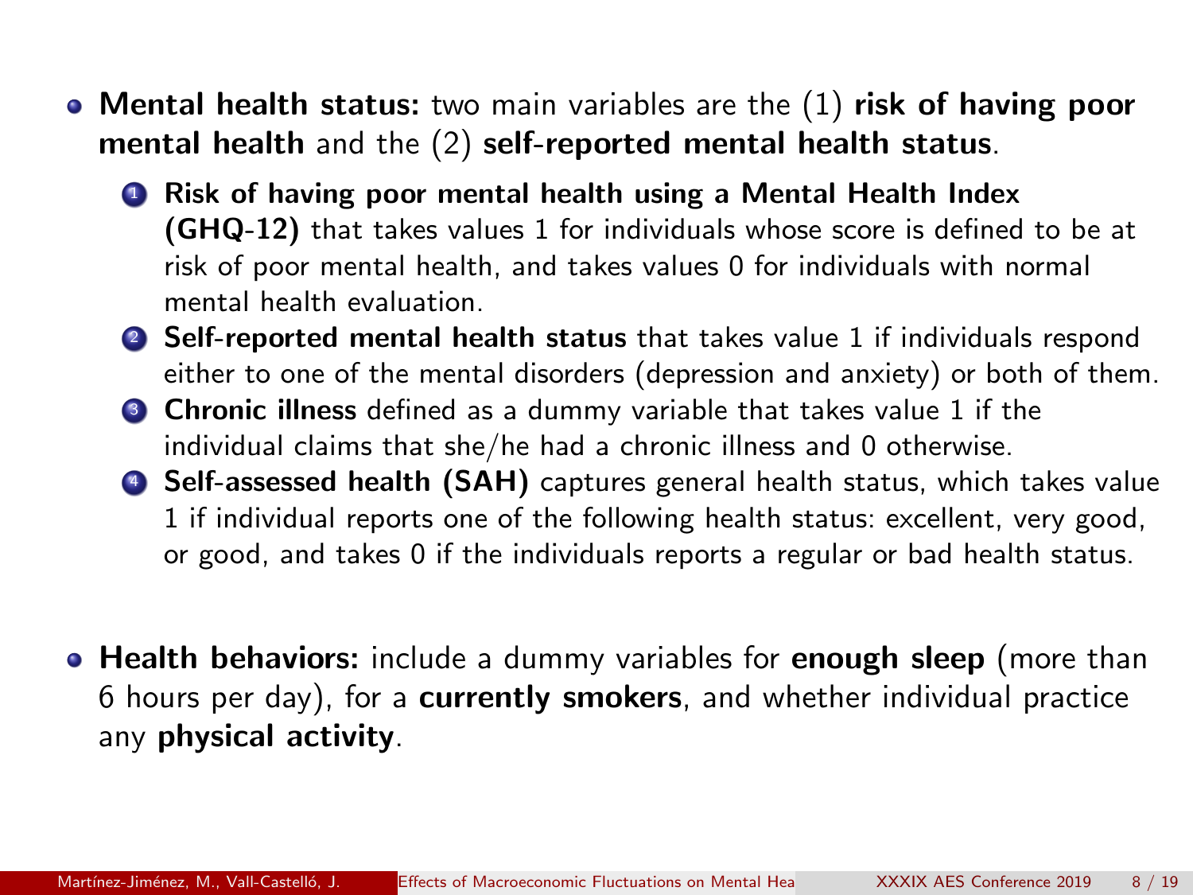- **Mental health status:** two main variables are the (1) **risk of having poor mental health** and the (2) **self-reported mental health status**.
  1. **Risk of having poor mental health using a Mental Health Index (GHQ-12)** that takes values 1 for individuals whose score is defined to be at risk of poor mental health, and takes values 0 for individuals with normal mental health evaluation.
  2. **Self-reported mental health status** that takes value 1 if individuals respond either to one of the mental disorders (depression and anxiety) or both of them.
  3. **Chronic illness** defined as a dummy variable that takes value 1 if the individual claims that she/he had a chronic illness and 0 otherwise.
  4. **Self-assessed health (SAH)** captures general health status, which takes value 1 if individual reports one of the following health status: excellent, very good, or good, and takes 0 if the individuals reports a regular or bad health status.

- **Health behaviors:** include a dummy variables for **enough sleep** (more than 6 hours per day), for a **currently smokers**, and whether individual practice any **physical activity**.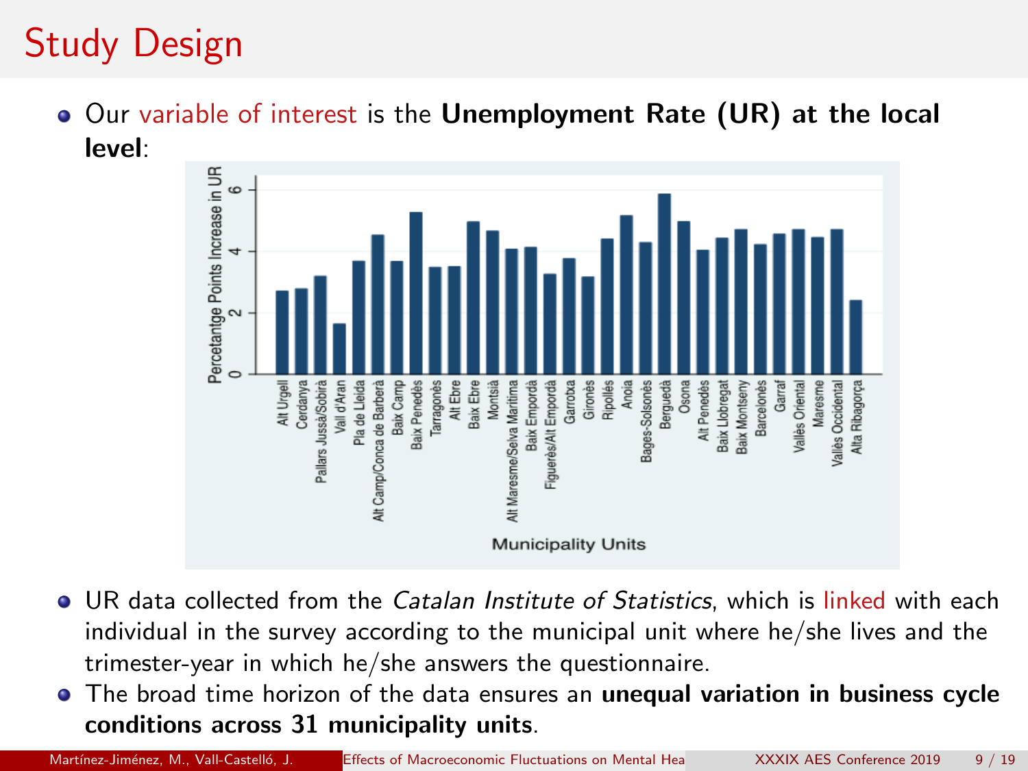# Study Design

- Our variable of interest is the **Unemployment Rate (UR) at the local level**:

- UR data collected from the *Catalan Institute of Statistics*, which is linked with each individual in the survey according to the municipal unit where he/she lives and the trimester-year in which he/she answers the questionnaire.
- The broad time horizon of the data ensures an **unequal variation in business cycle conditions across 31 municipality units**.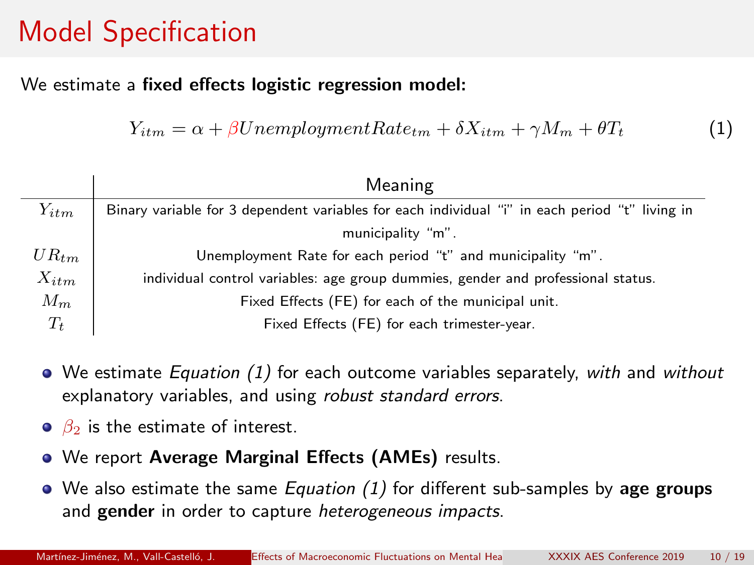# Model Specification

We estimate a **fixed effects logistic regression model:**

$$Y_{itm} = \alpha + \beta UnemploymentRate_{tm} + \delta X_{itm} + \gamma M_m + \theta T_t \tag{1}$$

| | Meaning |
|---|---|
| $Y_{itm}$ | Binary variable for 3 dependent variables for each individual "i" in each period "t" living in municipality "m". |
| $UR_{tm}$ | Unemployment Rate for each period "t" and municipality "m". |
| $X_{itm}$ | individual control variables: age group dummies, gender and professional status. |
| $M_m$ | Fixed Effects (FE) for each of the municipal unit. |
| $T_t$ | Fixed Effects (FE) for each trimester-year. |

- We estimate *Equation (1)* for each outcome variables separately, *with* and *without* explanatory variables, and using *robust standard errors*.
- $\beta_2$ is the estimate of interest.
- We report **Average Marginal Effects (AMEs)** results.
- We also estimate the same *Equation (1)* for different sub-samples by **age groups** and **gender** in order to capture *heterogeneous impacts*.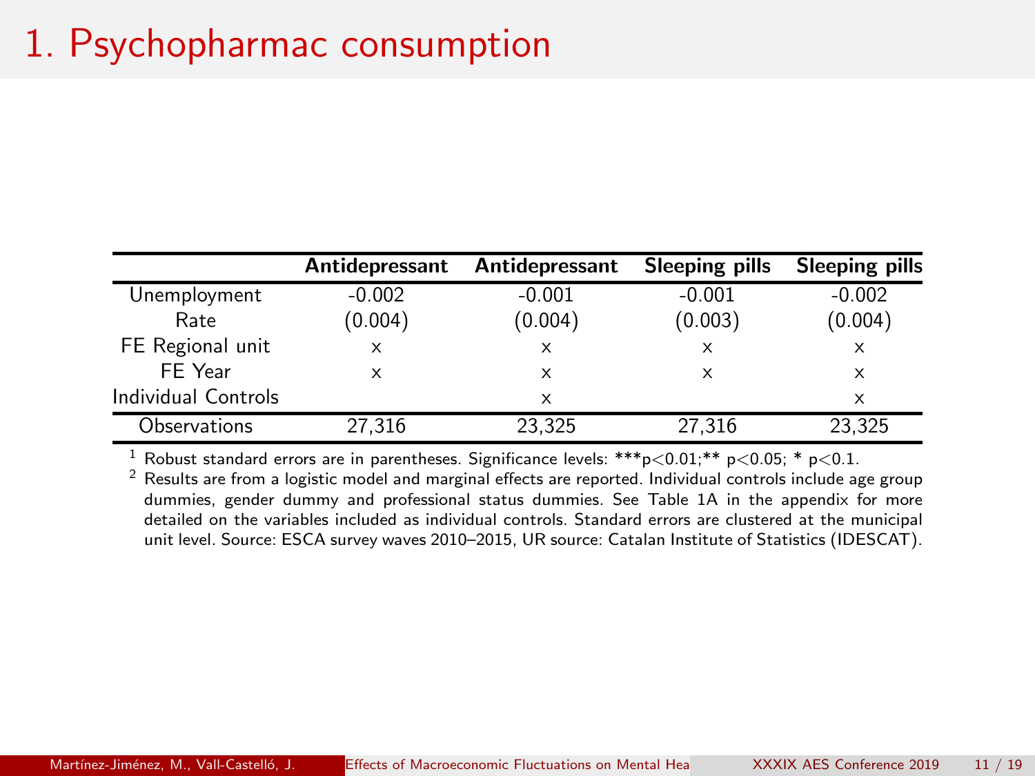# 1. Psychopharmac consumption

| | Antidepressant | Antidepressant | Sleeping pills | Sleeping pills |
|---|---|---|---|---|
| Unemployment | -0.002 | -0.001 | -0.001 | -0.002 |
| Rate | (0.004) | (0.004) | (0.003) | (0.004) |
| FE Regional unit | x | x | x | x |
| FE Year | x | x | x | x |
| Individual Controls | | x | | x |
| Observations | 27,316 | 23,325 | 27,316 | 23,325 |

[1] Robust standard errors are in parentheses. Significance levels: ***p<0.01;** p<0.05; * p<0.1.

[2] Results are from a logistic model and marginal effects are reported. Individual controls include age group dummies, gender dummy and professional status dummies. See Table 1A in the appendix for more detailed on the variables included as individual controls. Standard errors are clustered at the municipal unit level. Source: ESCA survey waves 2010–2015, UR source: Catalan Institute of Statistics (IDESCAT).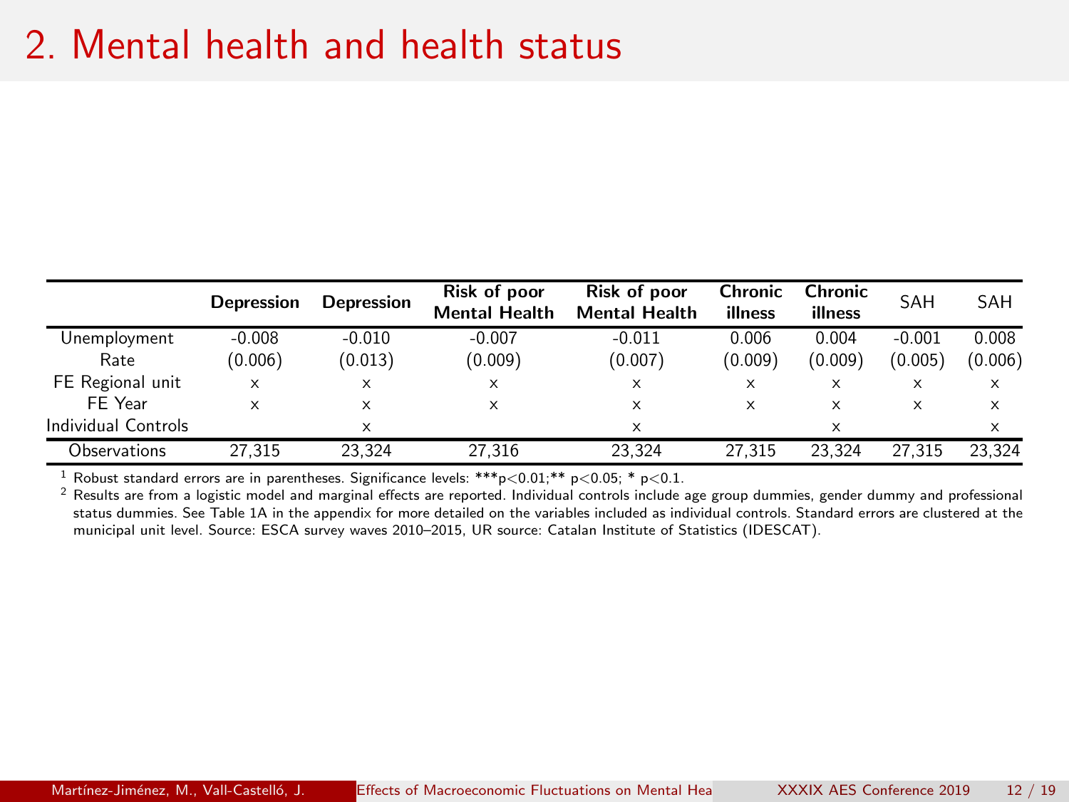# 2. Mental health and health status

| | **Depression** | **Depression** | **Risk of poor Mental Health** | **Risk of poor Mental Health** | **Chronic illness** | **Chronic illness** | SAH | SAH |
|---|---|---|---|---|---|---|---|---|
| Unemployment Rate | -0.008 (0.006) | -0.010 (0.013) | -0.007 (0.009) | -0.011 (0.007) | 0.006 (0.009) | 0.004 (0.009) | -0.001 (0.005) | 0.008 (0.006) |
| FE Regional unit | x | x | x | x | x | x | x | x |
| FE Year | x | x | x | x | x | x | x | x |
| Individual Controls | | x | | x | | x | | x |
| Observations | 27,315 | 23,324 | 27,316 | 23,324 | 27,315 | 23,324 | 27,315 | 23,324 |

[1] Robust standard errors are in parentheses. Significance levels: ***p<0.01;** p<0.05; * p<0.1.
[2] Results are from a logistic model and marginal effects are reported. Individual controls include age group dummies, gender dummy and professional status dummies. See Table 1A in the appendix for more detailed on the variables included as individual controls. Standard errors are clustered at the municipal unit level. Source: ESCA survey waves 2010–2015, UR source: Catalan Institute of Statistics (IDESCAT).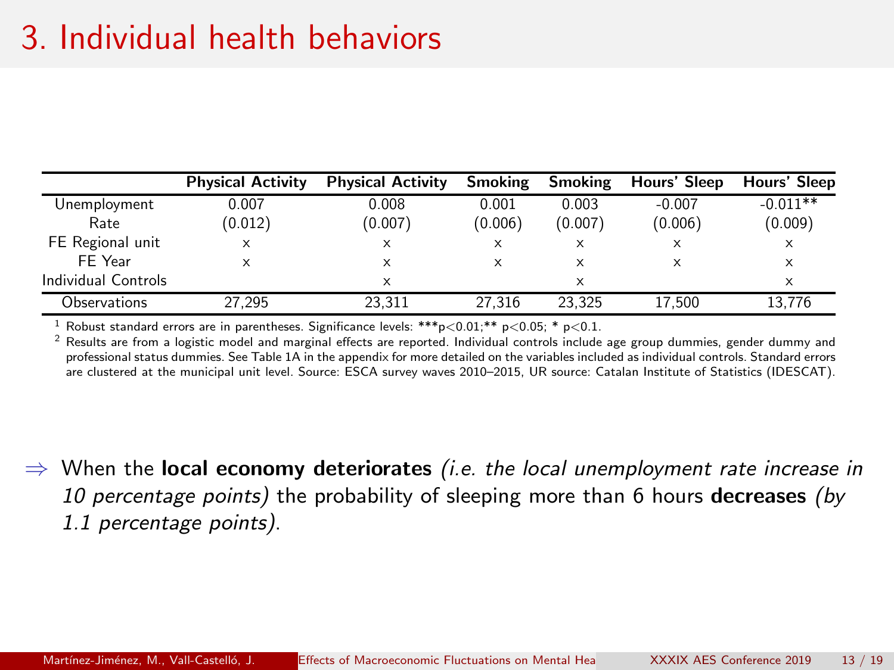# 3. Individual health behaviors

| | Physical Activity | Physical Activity | Smoking | Smoking | Hours' Sleep | Hours' Sleep |
|---|---|---|---|---|---|---|
| Unemployment Rate | 0.007 (0.012) | 0.008 (0.007) | 0.001 (0.006) | 0.003 (0.007) | -0.007 (0.006) | -0.011** (0.009) |
| FE Regional unit | x | x | x | x | x | x |
| FE Year | x | x | x | x | x | x |
| Individual Controls | | x | | x | | x |
| Observations | 27,295 | 23,311 | 27,316 | 23,325 | 17,500 | 13,776 |

[1] Robust standard errors are in parentheses. Significance levels: ***p<0.01;** p<0.05; * p<0.1.
[2] Results are from a logistic model and marginal effects are reported. Individual controls include age group dummies, gender dummy and professional status dummies. See Table 1A in the appendix for more detailed on the variables included as individual controls. Standard errors are clustered at the municipal unit level. Source: ESCA survey waves 2010–2015, UR source: Catalan Institute of Statistics (IDESCAT).

$\Rightarrow$ When the **local economy deteriorates** *(i.e. the local unemployment rate increase in 10 percentage points)* the probability of sleeping more than 6 hours **decreases** *(by 1.1 percentage points)*.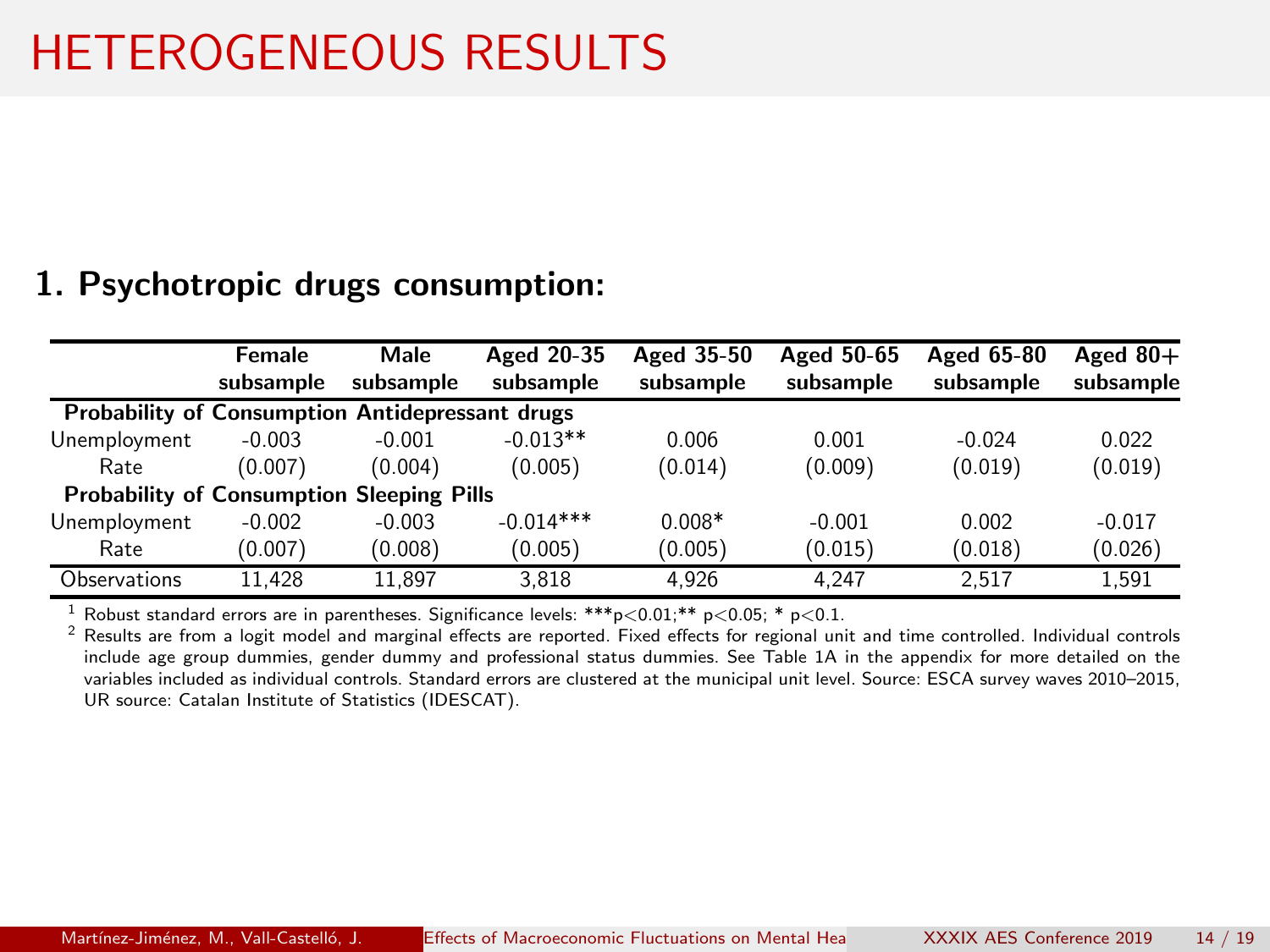# HETEROGENEOUS RESULTS

## 1. Psychotropic drugs consumption:

| | Female subsample | Male subsample | Aged 20-35 subsample | Aged 35-50 subsample | Aged 50-65 subsample | Aged 65-80 subsample | Aged 80+ subsample |
|---|---|---|---|---|---|---|---|
| **Probability of Consumption Antidepressant drugs** | | | | | | | |
| Unemployment | -0.003 | -0.001 | -0.013** | 0.006 | 0.001 | -0.024 | 0.022 |
| Rate | (0.007) | (0.004) | (0.005) | (0.014) | (0.009) | (0.019) | (0.019) |
| **Probability of Consumption Sleeping Pills** | | | | | | | |
| Unemployment | -0.002 | -0.003 | -0.014*** | 0.008* | -0.001 | 0.002 | -0.017 |
| Rate | (0.007) | (0.008) | (0.005) | (0.005) | (0.015) | (0.018) | (0.026) |
| Observations | 11,428 | 11,897 | 3,818 | 4,926 | 4,247 | 2,517 | 1,591 |

[1] Robust standard errors are in parentheses. Significance levels: ***$p<0.01$;** $p<0.05$; * $p<0.1$.

[2] Results are from a logit model and marginal effects are reported. Fixed effects for regional unit and time controlled. Individual controls include age group dummies, gender dummy and professional status dummies. See Table 1A in the appendix for more detailed on the variables included as individual controls. Standard errors are clustered at the municipal unit level. Source: ESCA survey waves 2010–2015, UR source: Catalan Institute of Statistics (IDESCAT).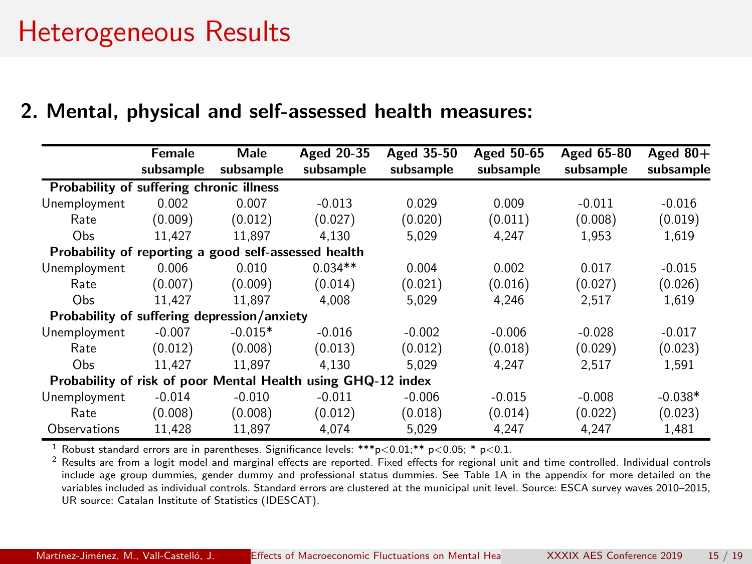# Heterogeneous Results

## 2. Mental, physical and self-assessed health measures:

| | Female subsample | Male subsample | Aged 20-35 subsample | Aged 35-50 subsample | Aged 50-65 subsample | Aged 65-80 subsample | Aged 80+ subsample |
|---|---|---|---|---|---|---|---|
| **Probability of suffering chronic illness** | | | | | | | |
| Unemployment | 0.002 | 0.007 | -0.013 | 0.029 | 0.009 | -0.011 | -0.016 |
| Rate | (0.009) | (0.012) | (0.027) | (0.020) | (0.011) | (0.008) | (0.019) |
| Obs | 11,427 | 11,897 | 4,130 | 5,029 | 4,247 | 1,953 | 1,619 |
| **Probability of reporting a good self-assessed health** | | | | | | | |
| Unemployment | 0.006 | 0.010 | 0.034** | 0.004 | 0.002 | 0.017 | -0.015 |
| Rate | (0.007) | (0.009) | (0.014) | (0.021) | (0.016) | (0.027) | (0.026) |
| Obs | 11,427 | 11,897 | 4,008 | 5,029 | 4,246 | 2,517 | 1,619 |
| **Probability of suffering depression/anxiety** | | | | | | | |
| Unemployment | -0.007 | -0.015* | -0.016 | -0.002 | -0.006 | -0.028 | -0.017 |
| Rate | (0.012) | (0.008) | (0.013) | (0.012) | (0.018) | (0.029) | (0.023) |
| Obs | 11,427 | 11,897 | 4,130 | 5,029 | 4,247 | 2,517 | 1,591 |
| **Probability of risk of poor Mental Health using GHQ-12 index** | | | | | | | |
| Unemployment | -0.014 | -0.010 | -0.011 | -0.006 | -0.015 | -0.008 | -0.038* |
| Rate | (0.008) | (0.008) | (0.012) | (0.018) | (0.014) | (0.022) | (0.023) |
| Observations | 11,428 | 11,897 | 4,074 | 5,029 | 4,247 | 4,247 | 1,481 |

[1] Robust standard errors are in parentheses. Significance levels: ***p<0.01;** p<0.05; * p<0.1.

[2] Results are from a logit model and marginal effects are reported. Fixed effects for regional unit and time controlled. Individual controls include age group dummies, gender dummy and professional status dummies. See Table 1A in the appendix for more detailed on the variables included as individual controls. Standard errors are clustered at the municipal unit level. Source: ESCA survey waves 2010–2015, UR source: Catalan Institute of Statistics (IDESCAT).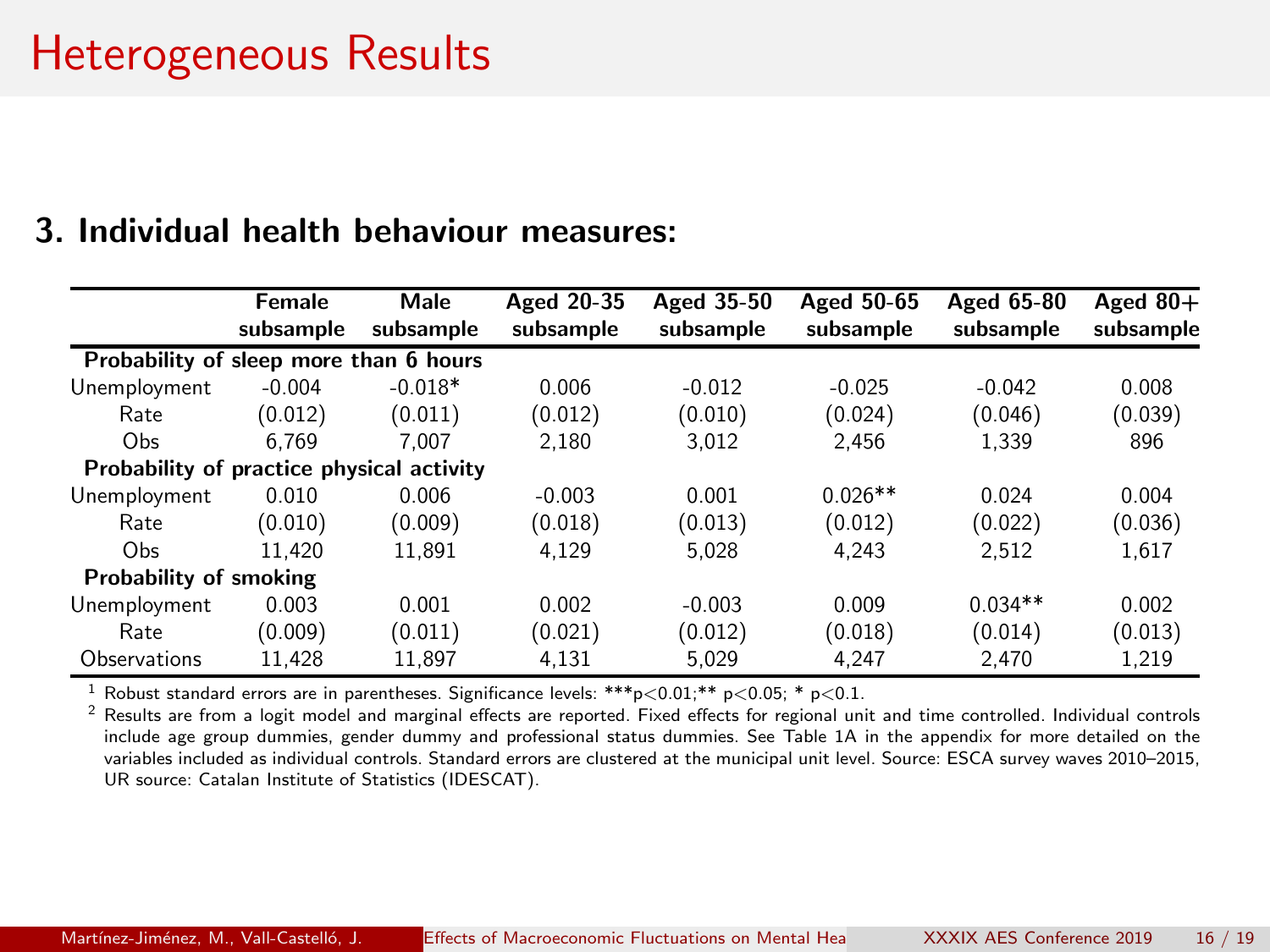# Heterogeneous Results

## 3. Individual health behaviour measures:

| | Female subsample | Male subsample | Aged 20-35 subsample | Aged 35-50 subsample | Aged 50-65 subsample | Aged 65-80 subsample | Aged 80+ subsample |
|---|---|---|---|---|---|---|---|
| **Probability of sleep more than 6 hours** | | | | | | | |
| Unemployment | -0.004 | -0.018* | 0.006 | -0.012 | -0.025 | -0.042 | 0.008 |
| Rate | (0.012) | (0.011) | (0.012) | (0.010) | (0.024) | (0.046) | (0.039) |
| Obs | 6,769 | 7,007 | 2,180 | 3,012 | 2,456 | 1,339 | 896 |
| **Probability of practice physical activity** | | | | | | | |
| Unemployment | 0.010 | 0.006 | -0.003 | 0.001 | 0.026** | 0.024 | 0.004 |
| Rate | (0.010) | (0.009) | (0.018) | (0.013) | (0.012) | (0.022) | (0.036) |
| Obs | 11,420 | 11,891 | 4,129 | 5,028 | 4,243 | 2,512 | 1,617 |
| **Probability of smoking** | | | | | | | |
| Unemployment | 0.003 | 0.001 | 0.002 | -0.003 | 0.009 | 0.034** | 0.002 |
| Rate | (0.009) | (0.011) | (0.021) | (0.012) | (0.018) | (0.014) | (0.013) |
| Observations | 11,428 | 11,897 | 4,131 | 5,029 | 4,247 | 2,470 | 1,219 |

[1] Robust standard errors are in parentheses. Significance levels: ***p<0.01;** p<0.05; * p<0.1.

[2] Results are from a logit model and marginal effects are reported. Fixed effects for regional unit and time controlled. Individual controls include age group dummies, gender dummy and professional status dummies. See Table 1A in the appendix for more detailed on the variables included as individual controls. Standard errors are clustered at the municipal unit level. Source: ESCA survey waves 2010–2015, UR source: Catalan Institute of Statistics (IDESCAT).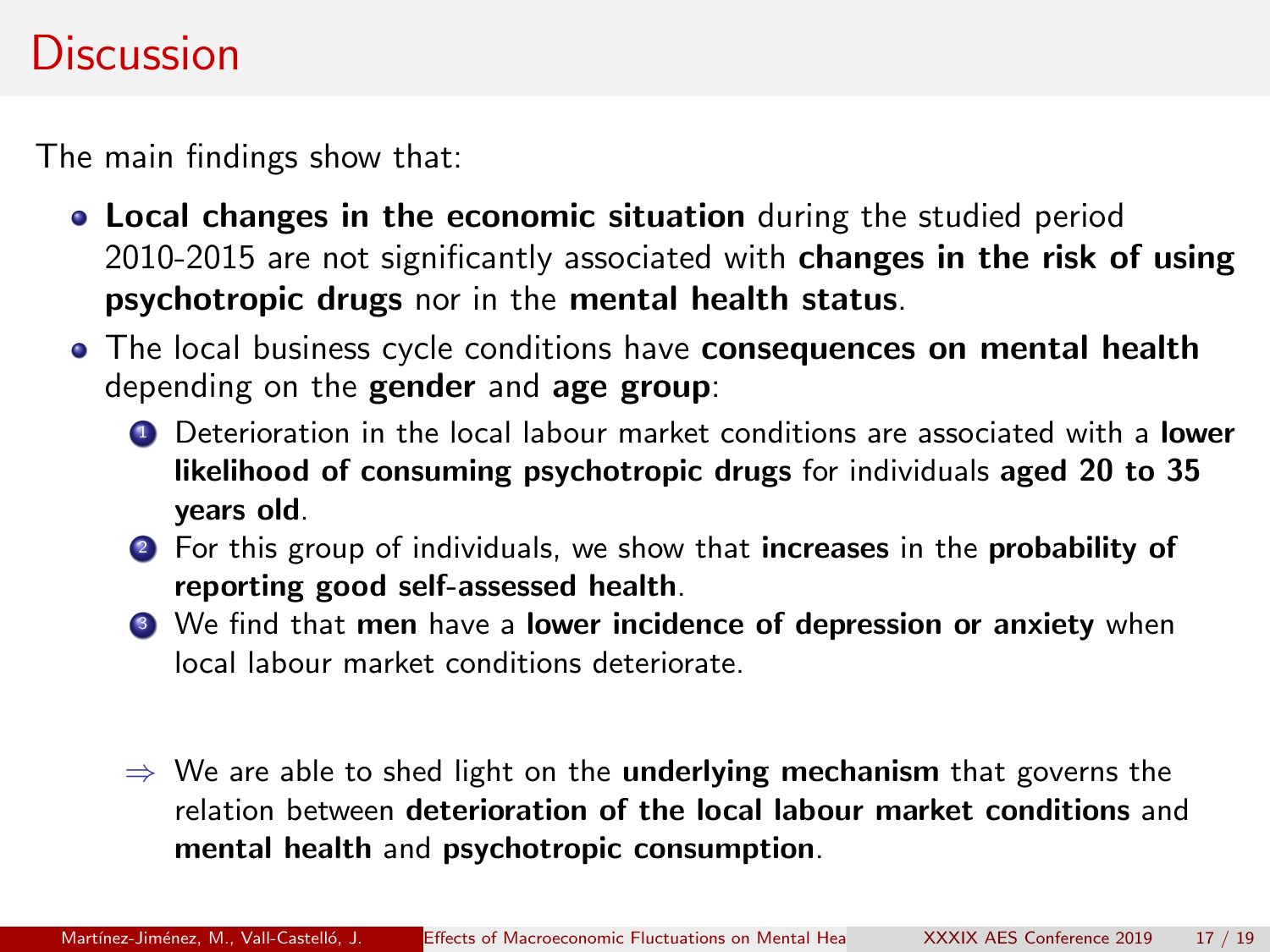# Discussion

The main findings show that:

- **Local changes in the economic situation** during the studied period 2010-2015 are not significantly associated with **changes in the risk of using psychotropic drugs** nor in the **mental health status**.
- The local business cycle conditions have **consequences on mental health** depending on the **gender** and **age group**:
  1. Deterioration in the local labour market conditions are associated with a **lower likelihood of consuming psychotropic drugs** for individuals **aged 20 to 35 years old**.
  2. For this group of individuals, we show that **increases** in the **probability of reporting good self-assessed health**.
  3. We find that **men** have a **lower incidence of depression or anxiety** when local labour market conditions deteriorate.

$\Rightarrow$ We are able to shed light on the **underlying mechanism** that governs the relation between **deterioration of the local labour market conditions** and **mental health** and **psychotropic consumption**.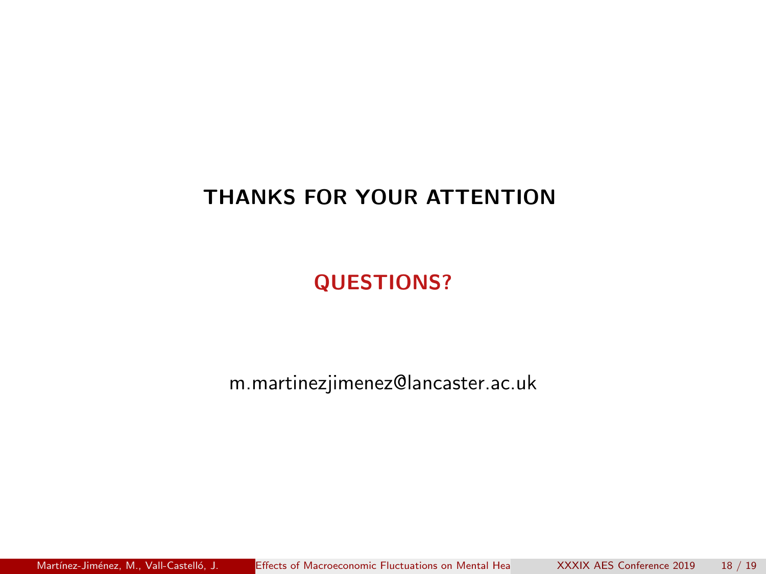**THANKS FOR YOUR ATTENTION**

**QUESTIONS?**

m.martinezjimenez@lancaster.ac.uk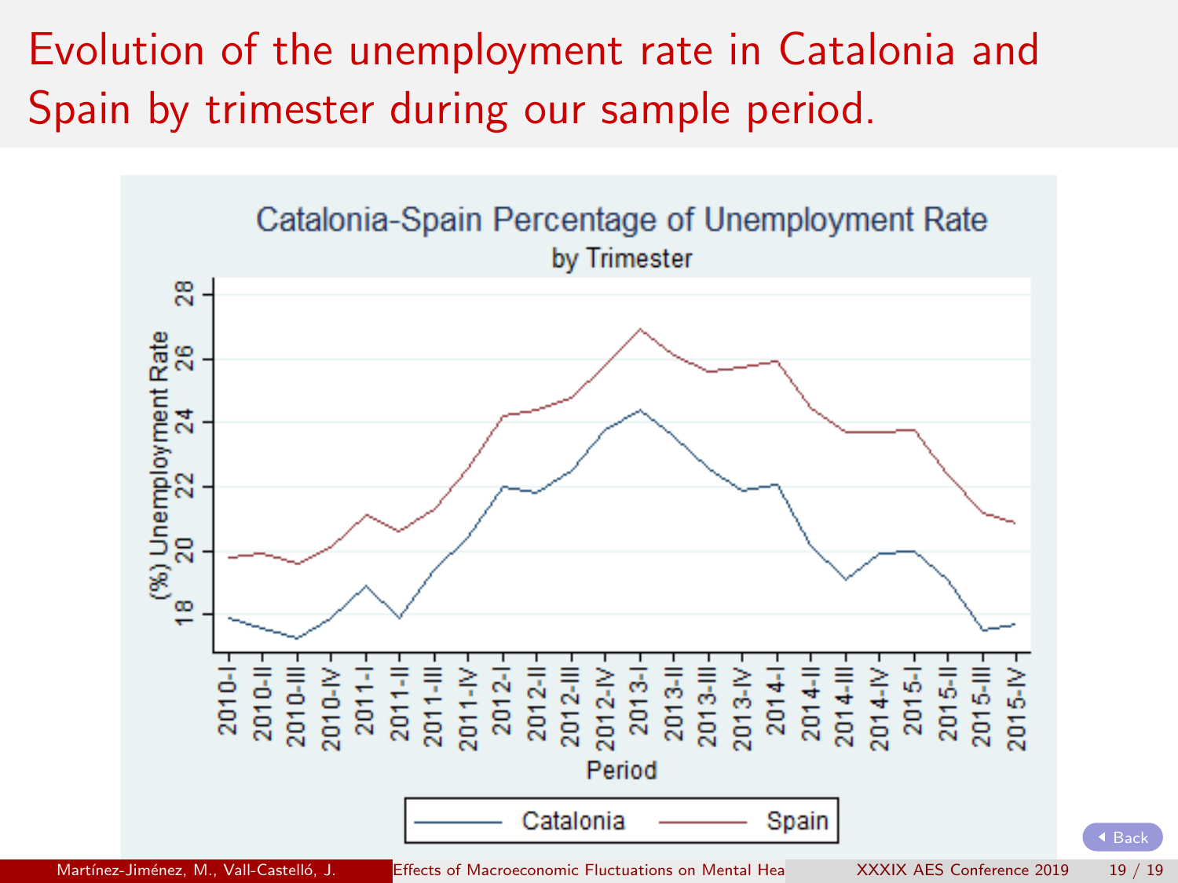# Evolution of the unemployment rate in Catalonia and Spain by trimester during our sample period.

Catalonia-Spain Percentage of Unemployment Rate

by Trimester

(%) Unemployment Rate

28
26
24
22
20
18

Period

2010-I
2010-II
2010-III
2010-IV
2011-I
2011-II
2011-III
2011-IV
2012-I
2012-II
2012-III
2012-IV
2013-I
2013-II
2013-III
2013-IV
2014-I
2014-II
2014-III
2014-IV
2015-I
2015-II
2015-III
2015-IV

Catalonia
Spain

Back